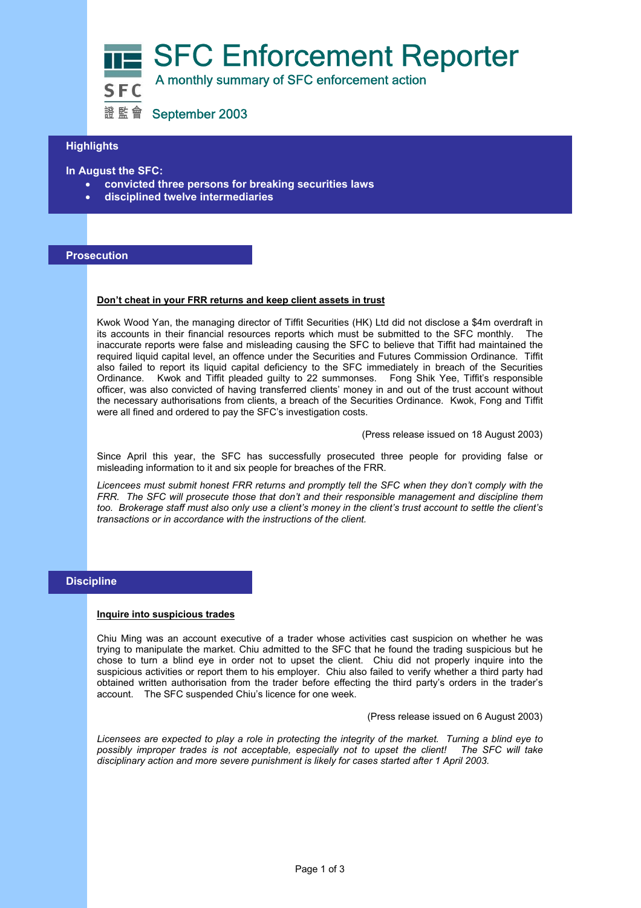# SFC Enforcement Reporter

A monthly summary of SFC enforcement action

SFC 證監會 September 2003

## Highlights

**In August the SFC:**

- **convicted three persons for breaking securities laws**
- **disciplined twelve intermediaries**

## Prosecution

### Don't cheat in your FRR returns and keep client assets in trust

Kwok Wood Yan, the managing director of Tiffit Securities (HK) Ltd did not disclose a $4m overdraft in its accounts in their financial resources reports which must be submitted to the SFC monthly. The inaccurate reports were false and misleading causing the SFC to believe that Tiffit had maintained the required liquid capital level, an offence under the Securities and Futures Commission Ordinance. Tiffit also failed to report its liquid capital deficiency to the SFC immediately in breach of the Securities Ordinance. Kwok and Tiffit pleaded guilty to 22 summonses. Fong Shik Yee, Tiffit's responsible officer, was also convicted of having transferred clients' money in and out of the trust account without the necessary authorisations from clients, a breach of the Securities Ordinance. Kwok, Fong and Tiffit were all fined and ordered to pay the SFC's investigation costs.

(Press release issued on 18 August 2003)

Since April this year, the SFC has successfully prosecuted three people for providing false or misleading information to it and six people for breaches of the FRR.

*Licencees must submit honest FRR returns and promptly tell the SFC when they don't comply with the FRR. The SFC will prosecute those that don't and their responsible management and discipline them too. Brokerage staff must also only use a client's money in the client's trust account to settle the client's transactions or in accordance with the instructions of the client.*

## Discipline

### Inquire into suspicious trades

Chiu Ming was an account executive of a trader whose activities cast suspicion on whether he was trying to manipulate the market. Chiu admitted to the SFC that he found the trading suspicious but he chose to turn a blind eye in order not to upset the client. Chiu did not properly inquire into the suspicious activities or report them to his employer. Chiu also failed to verify whether a third party had obtained written authorisation from the trader before effecting the third party's orders in the trader's account. The SFC suspended Chiu's licence for one week.

(Press release issued on 6 August 2003)

*Licensees are expected to play a role in protecting the integrity of the market. Turning a blind eye to possibly improper trades is not acceptable, especially not to upset the client! The SFC will take disciplinary action and more severe punishment is likely for cases started after 1 April 2003.*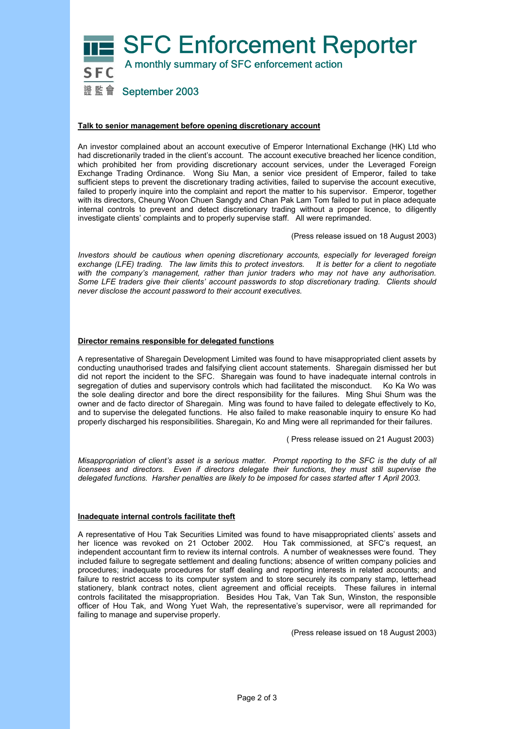# SFC Enforcement Reporter

A monthly summary of SFC enforcement action

September 2003

**Talk to senior management before opening discretionary account**

An investor complained about an account executive of Emperor International Exchange (HK) Ltd who had discretionarily traded in the client's account. The account executive breached her licence condition, which prohibited her from providing discretionary account services, under the Leveraged Foreign Exchange Trading Ordinance. Wong Siu Man, a senior vice president of Emperor, failed to take sufficient steps to prevent the discretionary trading activities, failed to supervise the account executive, failed to properly inquire into the complaint and report the matter to his supervisor. Emperor, together with its directors, Cheung Woon Chuen Sangdy and Chan Pak Lam Tom failed to put in place adequate internal controls to prevent and detect discretionary trading without a proper licence, to diligently investigate clients' complaints and to properly supervise staff. All were reprimanded.

(Press release issued on 18 August 2003)

*Investors should be cautious when opening discretionary accounts, especially for leveraged foreign exchange (LFE) trading. The law limits this to protect investors. It is better for a client to negotiate with the company's management, rather than junior traders who may not have any authorisation. Some LFE traders give their clients' account passwords to stop discretionary trading. Clients should never disclose the account password to their account executives.*

**Director remains responsible for delegated functions**

A representative of Sharegain Development Limited was found to have misappropriated client assets by conducting unauthorised trades and falsifying client account statements. Sharegain dismissed her but did not report the incident to the SFC. Sharegain was found to have inadequate internal controls in segregation of duties and supervisory controls which had facilitated the misconduct. Ko Ka Wo was the sole dealing director and bore the direct responsibility for the failures. Ming Shui Shum was the owner and de facto director of Sharegain. Ming was found to have failed to delegate effectively to Ko, and to supervise the delegated functions. He also failed to make reasonable inquiry to ensure Ko had properly discharged his responsibilities. Sharegain, Ko and Ming were all reprimanded for their failures.

( Press release issued on 21 August 2003)

*Misappropriation of client's asset is a serious matter. Prompt reporting to the SFC is the duty of all licensees and directors. Even if directors delegate their functions, they must still supervise the delegated functions. Harsher penalties are likely to be imposed for cases started after 1 April 2003.*

**Inadequate internal controls facilitate theft**

A representative of Hou Tak Securities Limited was found to have misappropriated clients' assets and her licence was revoked on 21 October 2002. Hou Tak commissioned, at SFC's request, an independent accountant firm to review its internal controls. A number of weaknesses were found. They included failure to segregate settlement and dealing functions; absence of written company policies and procedures; inadequate procedures for staff dealing and reporting interests in related accounts; and failure to restrict access to its computer system and to store securely its company stamp, letterhead stationery, blank contract notes, client agreement and official receipts. These failures in internal controls facilitated the misappropriation. Besides Hou Tak, Van Tak Sun, Winston, the responsible officer of Hou Tak, and Wong Yuet Wah, the representative's supervisor, were all reprimanded for failing to manage and supervise properly.

(Press release issued on 18 August 2003)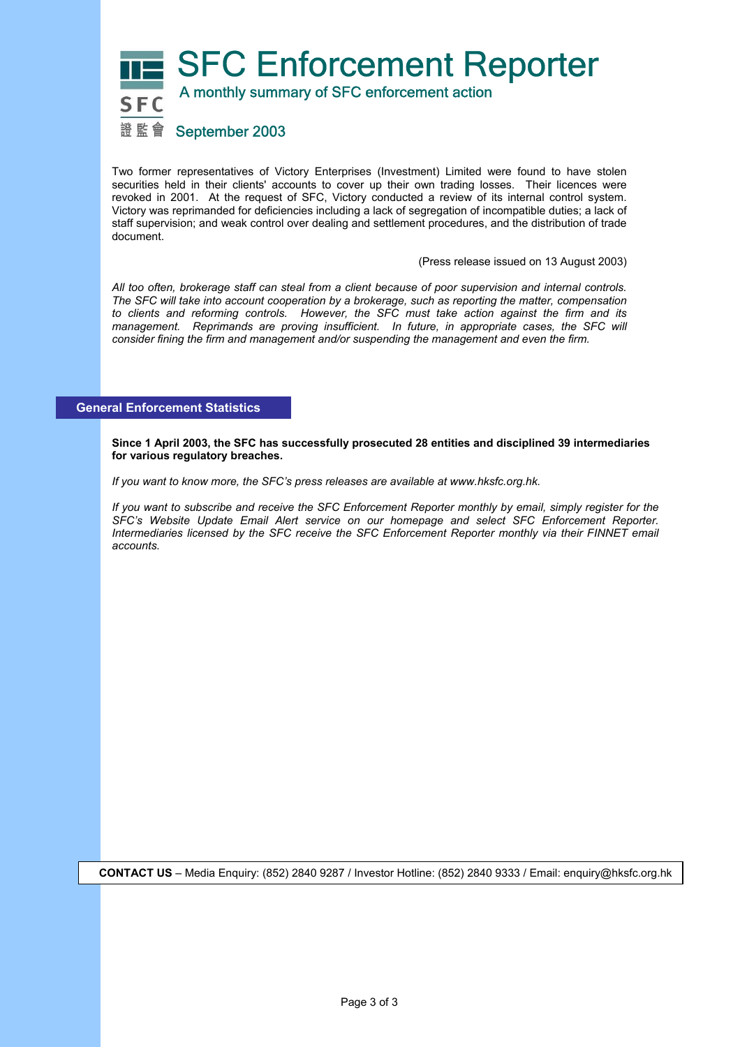# SFC Enforcement Reporter

A monthly summary of SFC enforcement action

September 2003

Two former representatives of Victory Enterprises (Investment) Limited were found to have stolen securities held in their clients' accounts to cover up their own trading losses. Their licences were revoked in 2001. At the request of SFC, Victory conducted a review of its internal control system. Victory was reprimanded for deficiencies including a lack of segregation of incompatible duties; a lack of staff supervision; and weak control over dealing and settlement procedures, and the distribution of trade document.

(Press release issued on 13 August 2003)

*All too often, brokerage staff can steal from a client because of poor supervision and internal controls. The SFC will take into account cooperation by a brokerage, such as reporting the matter, compensation to clients and reforming controls. However, the SFC must take action against the firm and its management. Reprimands are proving insufficient. In future, in appropriate cases, the SFC will consider fining the firm and management and/or suspending the management and even the firm.*

## General Enforcement Statistics

**Since 1 April 2003, the SFC has successfully prosecuted 28 entities and disciplined 39 intermediaries for various regulatory breaches.**

*If you want to know more, the SFC's press releases are available at www.hksfc.org.hk.*

*If you want to subscribe and receive the SFC Enforcement Reporter monthly by email, simply register for the SFC's Website Update Email Alert service on our homepage and select SFC Enforcement Reporter. Intermediaries licensed by the SFC receive the SFC Enforcement Reporter monthly via their FINNET email accounts.*

**CONTACT US** – Media Enquiry: (852) 2840 9287 / Investor Hotline: (852) 2840 9333 / Email: enquiry@hksfc.org.hk